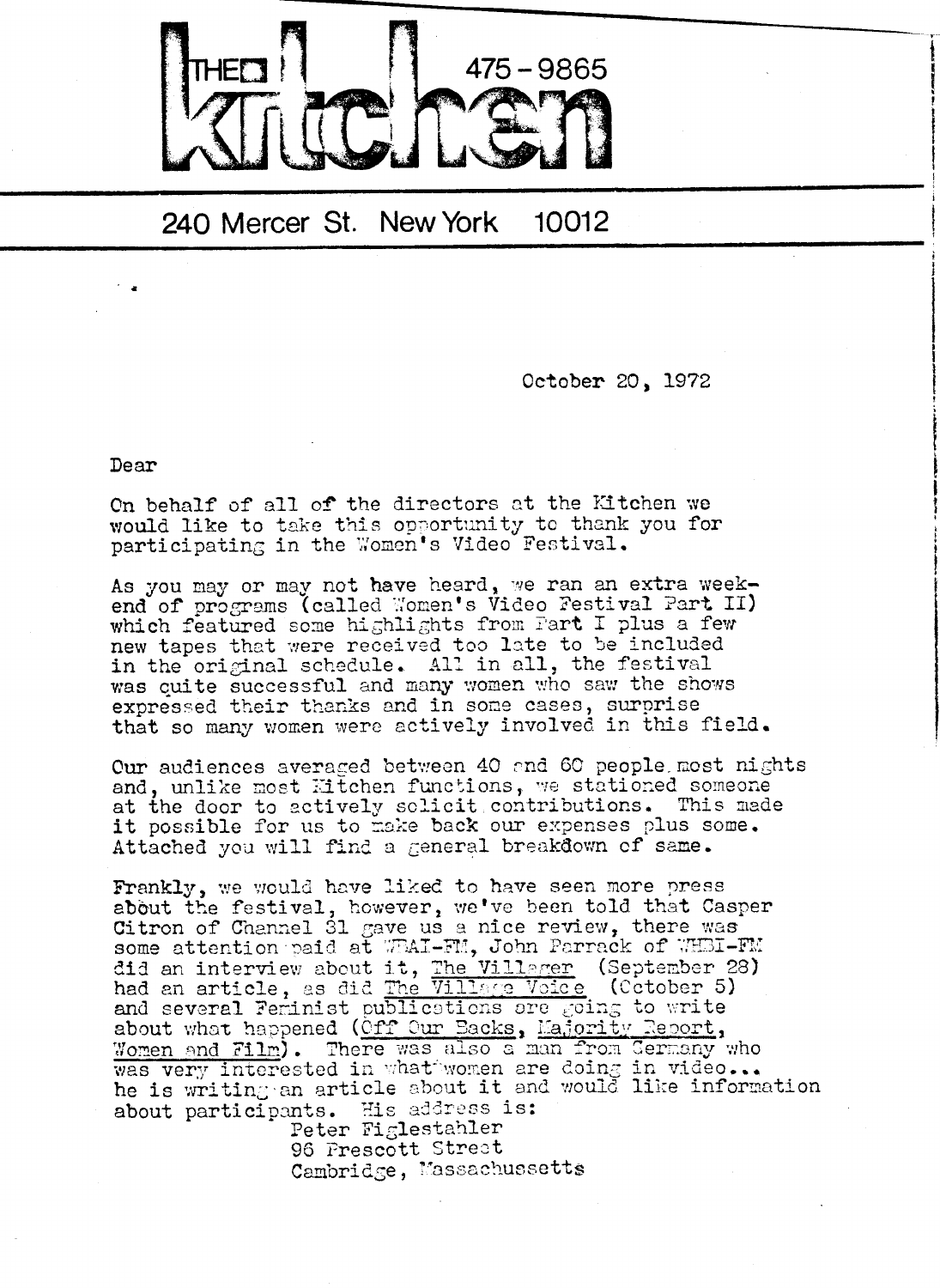THE kitchen 475-9865

240 Mercer St. New York 10012

October 20, 1972

Dear

On behalf of all of the directors at the Kitchen we would like to take this opportunity to thank you for participating in the Women's Video Festival.

As you may or may not have heard, we ran an extra week-end of programs (called Women's Video Festival Part II) which featured some highlights from Part I plus a few new tapes that were received too late to be included in the original schedule. All in all, the festival was quite successful and many women who saw the shows expressed their thanks and in some cases, surprise that so many women were actively involved in this field.

Our audiences averaged between 40 and 60 people most nights and, unlike most Kitchen functions, we stationed someone at the door to actively solicit contributions. This made it possible for us to make back our expenses plus some. Attached you will find a general breakdown of same.

Frankly, we would have liked to have seen more press about the festival, however, we've been told that Casper Citron of Channel 31 gave us a nice review, there was some attention paid at WBAI-FM, John Parrack of WHBI-FM did an interview about it, The Villager (September 28) had an article, as did The Village Voice (October 5) and several Feminist publications are going to write about what happened (Off Our Backs, Majority Report, Women and Film). There was also a man from Germany who was very interested in what women are doing in video... he is writing an article about it and would like information about participants. His address is:

Peter Figlestahler
96 Prescott Street
Cambridge, Massachusetts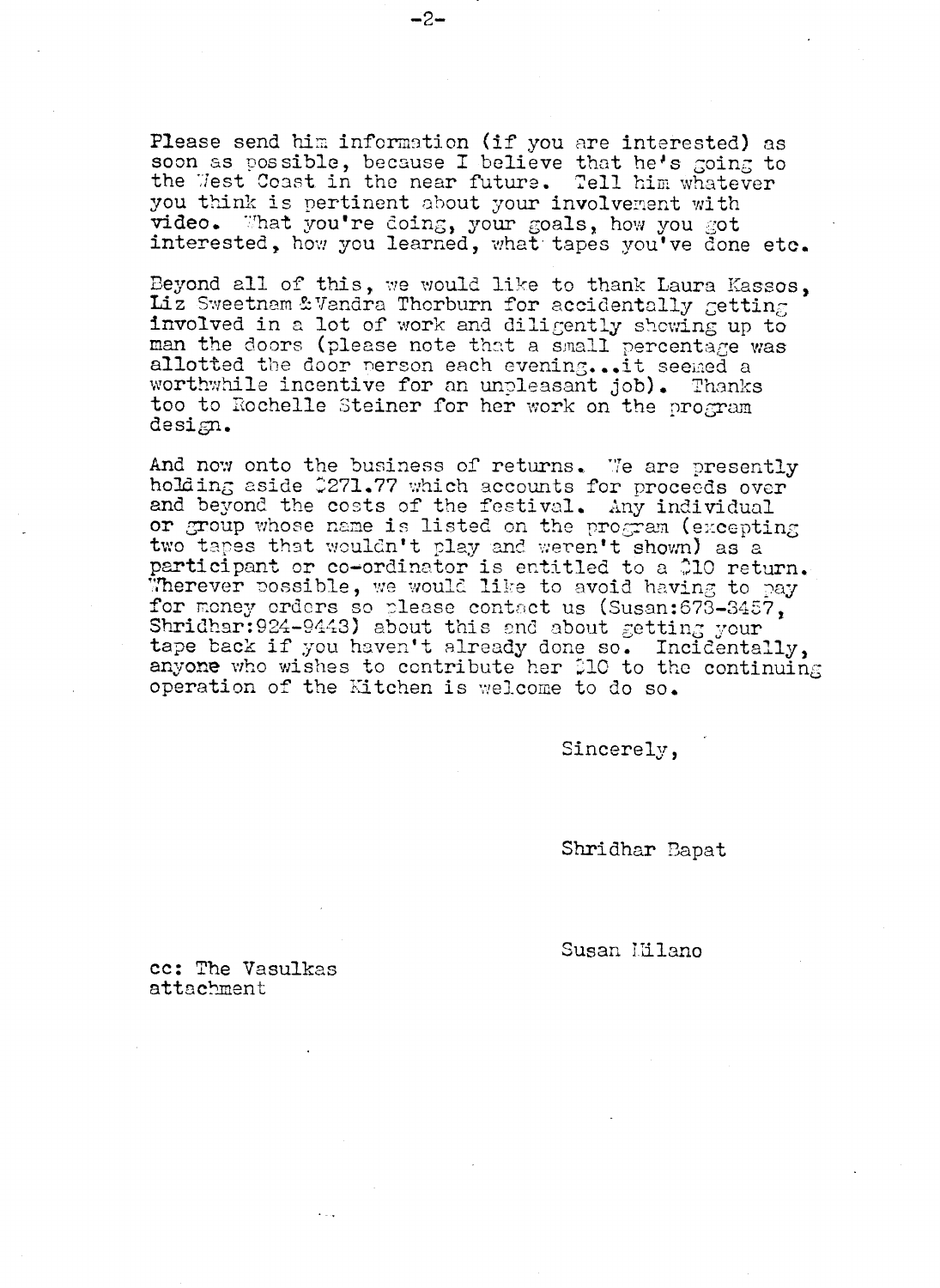Please send him information (if you are interested) as soon as possible, because I believe that he's going to the West Coast in the near future. Tell him whatever you think is pertinent about your involvement with video. What you're doing, your goals, how you got interested, how you learned, what tapes you've done etc.

Beyond all of this, we would like to thank Laura Kassos, Liz Sweetnam & Vandra Thorburn for accidentally getting involved in a lot of work and diligently showing up to man the doors (please note that a small percentage was allotted the door person each evening...it seemed a worthwhile incentive for an unpleasant job). Thanks too to Rochelle Steiner for her work on the program design.

And now onto the business of returns. We are presently holding aside $271.77 which accounts for proceeds over and beyond the costs of the festival. Any individual or group whose name is listed on the program (excepting two tapes that wouldn't play and weren't shown) as a participant or co-ordinator is entitled to a $10 return. Wherever possible, we would like to avoid having to pay for money orders so please contact us (Susan:673-3457, Shridhar:924-9443) about this and about getting your tape back if you haven't already done so. Incidentally, anyone who wishes to contribute her $10 to the continuing operation of the Kitchen is welcome to do so.

Sincerely,

Shridhar Bapat

Susan Milano

cc: The Vasulkas
attachment